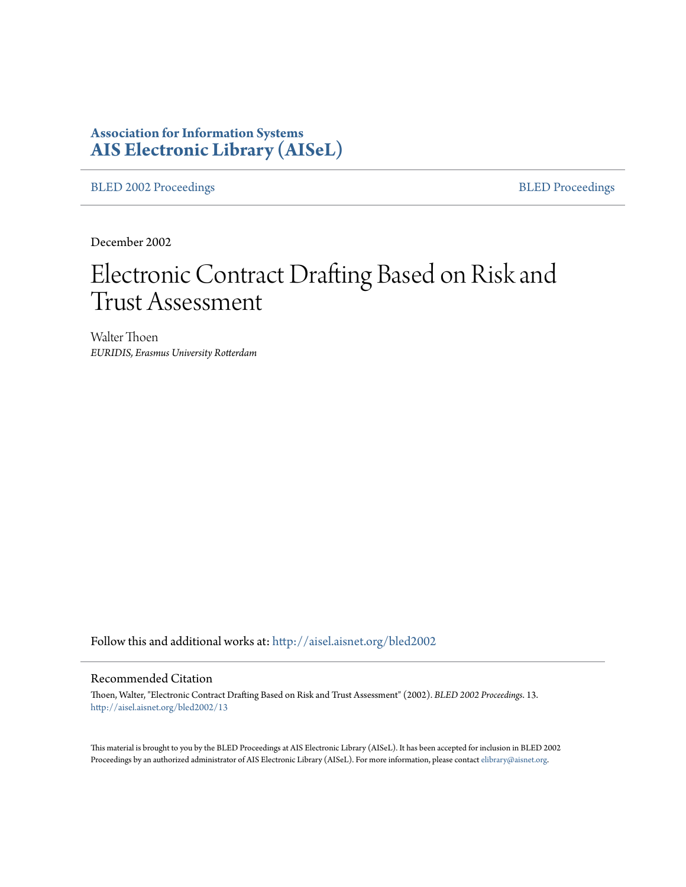# Association for Information Systems
# AIS Electronic Library (AISeL)

BLED 2002 Proceedings | BLED Proceedings

December 2002

# Electronic Contract Drafting Based on Risk and Trust Assessment

Walter Thoen
*EURIDIS, Erasmus University Rotterdam*

Follow this and additional works at: http://aisel.aisnet.org/bled2002

## Recommended Citation

Thoen, Walter, "Electronic Contract Drafting Based on Risk and Trust Assessment" (2002). *BLED 2002 Proceedings*. 13.
http://aisel.aisnet.org/bled2002/13

This material is brought to you by the BLED Proceedings at AIS Electronic Library (AISeL). It has been accepted for inclusion in BLED 2002 Proceedings by an authorized administrator of AIS Electronic Library (AISeL). For more information, please contact elibrary@aisnet.org.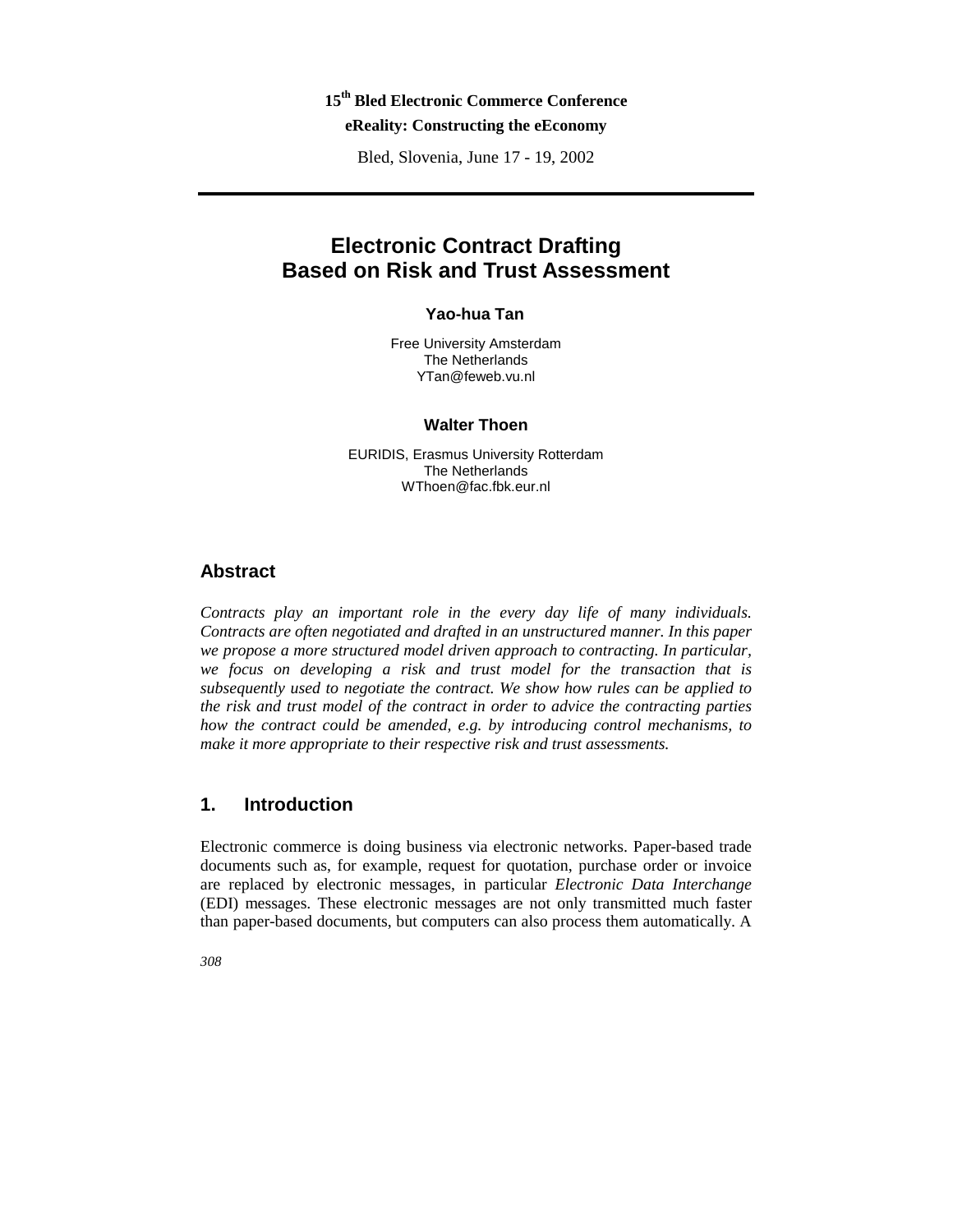**15th Bled Electronic Commerce Conference**
**eReality: Constructing the eEconomy**

Bled, Slovenia, June 17 - 19, 2002

# Electronic Contract Drafting Based on Risk and Trust Assessment

**Yao-hua Tan**

Free University Amsterdam
The Netherlands
YTan@feweb.vu.nl

**Walter Thoen**

EURIDIS, Erasmus University Rotterdam
The Netherlands
WThoen@fac.fbk.eur.nl

## Abstract

*Contracts play an important role in the every day life of many individuals. Contracts are often negotiated and drafted in an unstructured manner. In this paper we propose a more structured model driven approach to contracting. In particular, we focus on developing a risk and trust model for the transaction that is subsequently used to negotiate the contract. We show how rules can be applied to the risk and trust model of the contract in order to advice the contracting parties how the contract could be amended, e.g. by introducing control mechanisms, to make it more appropriate to their respective risk and trust assessments.*

## 1. Introduction

Electronic commerce is doing business via electronic networks. Paper-based trade documents such as, for example, request for quotation, purchase order or invoice are replaced by electronic messages, in particular *Electronic Data Interchange* (EDI) messages. These electronic messages are not only transmitted much faster than paper-based documents, but computers can also process them automatically. A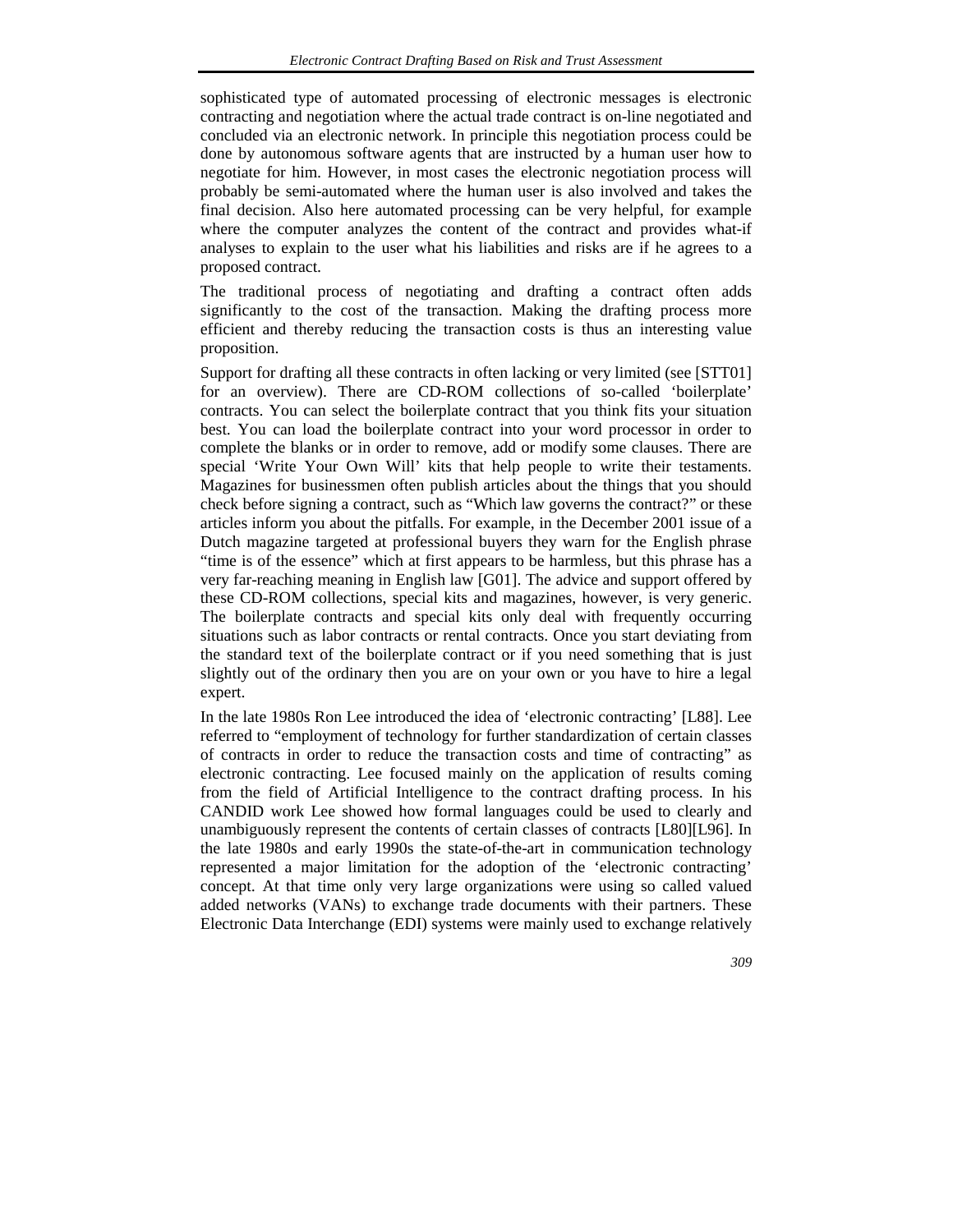sophisticated type of automated processing of electronic messages is electronic contracting and negotiation where the actual trade contract is on-line negotiated and concluded via an electronic network. In principle this negotiation process could be done by autonomous software agents that are instructed by a human user how to negotiate for him. However, in most cases the electronic negotiation process will probably be semi-automated where the human user is also involved and takes the final decision. Also here automated processing can be very helpful, for example where the computer analyzes the content of the contract and provides what-if analyses to explain to the user what his liabilities and risks are if he agrees to a proposed contract.

The traditional process of negotiating and drafting a contract often adds significantly to the cost of the transaction. Making the drafting process more efficient and thereby reducing the transaction costs is thus an interesting value proposition.

Support for drafting all these contracts in often lacking or very limited (see [STT01] for an overview). There are CD-ROM collections of so-called 'boilerplate' contracts. You can select the boilerplate contract that you think fits your situation best. You can load the boilerplate contract into your word processor in order to complete the blanks or in order to remove, add or modify some clauses. There are special 'Write Your Own Will' kits that help people to write their testaments. Magazines for businessmen often publish articles about the things that you should check before signing a contract, such as "Which law governs the contract?" or these articles inform you about the pitfalls. For example, in the December 2001 issue of a Dutch magazine targeted at professional buyers they warn for the English phrase "time is of the essence" which at first appears to be harmless, but this phrase has a very far-reaching meaning in English law [G01]. The advice and support offered by these CD-ROM collections, special kits and magazines, however, is very generic. The boilerplate contracts and special kits only deal with frequently occurring situations such as labor contracts or rental contracts. Once you start deviating from the standard text of the boilerplate contract or if you need something that is just slightly out of the ordinary then you are on your own or you have to hire a legal expert.

In the late 1980s Ron Lee introduced the idea of 'electronic contracting' [L88]. Lee referred to "employment of technology for further standardization of certain classes of contracts in order to reduce the transaction costs and time of contracting" as electronic contracting. Lee focused mainly on the application of results coming from the field of Artificial Intelligence to the contract drafting process. In his CANDID work Lee showed how formal languages could be used to clearly and unambiguously represent the contents of certain classes of contracts [L80][L96]. In the late 1980s and early 1990s the state-of-the-art in communication technology represented a major limitation for the adoption of the 'electronic contracting' concept. At that time only very large organizations were using so called valued added networks (VANs) to exchange trade documents with their partners. These Electronic Data Interchange (EDI) systems were mainly used to exchange relatively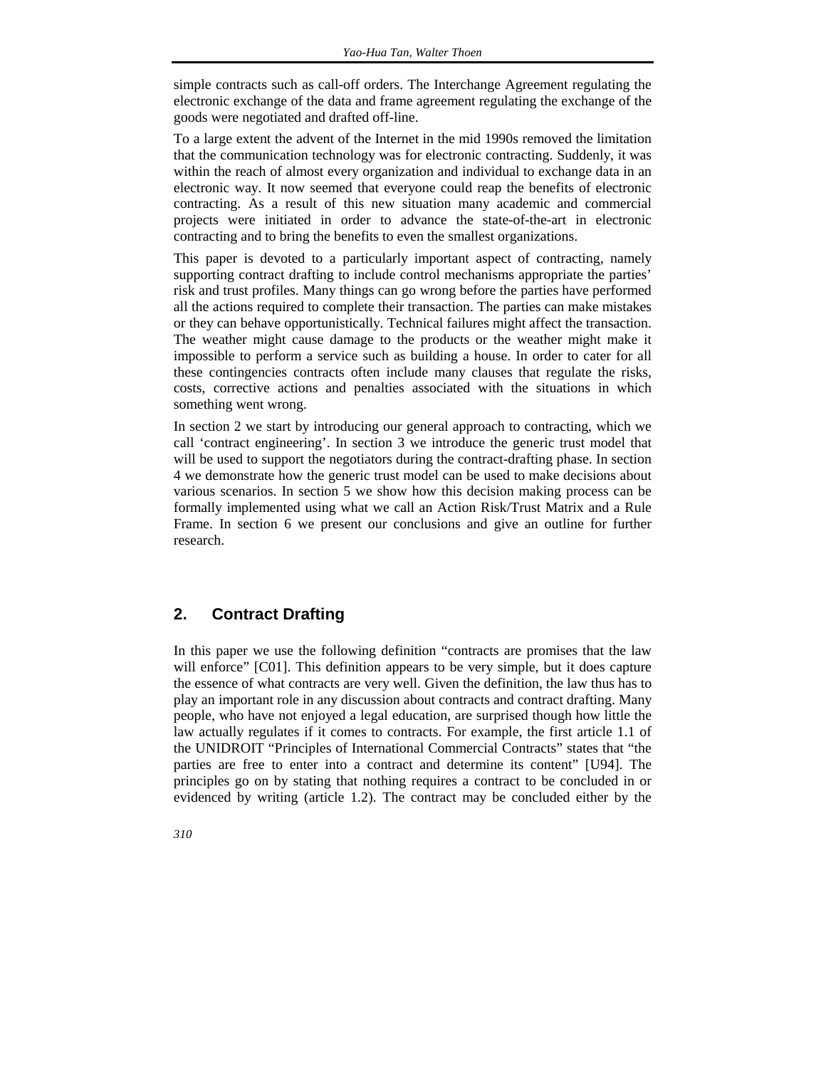simple contracts such as call-off orders. The Interchange Agreement regulating the electronic exchange of the data and frame agreement regulating the exchange of the goods were negotiated and drafted off-line.

To a large extent the advent of the Internet in the mid 1990s removed the limitation that the communication technology was for electronic contracting. Suddenly, it was within the reach of almost every organization and individual to exchange data in an electronic way. It now seemed that everyone could reap the benefits of electronic contracting. As a result of this new situation many academic and commercial projects were initiated in order to advance the state-of-the-art in electronic contracting and to bring the benefits to even the smallest organizations.

This paper is devoted to a particularly important aspect of contracting, namely supporting contract drafting to include control mechanisms appropriate the parties' risk and trust profiles. Many things can go wrong before the parties have performed all the actions required to complete their transaction. The parties can make mistakes or they can behave opportunistically. Technical failures might affect the transaction. The weather might cause damage to the products or the weather might make it impossible to perform a service such as building a house. In order to cater for all these contingencies contracts often include many clauses that regulate the risks, costs, corrective actions and penalties associated with the situations in which something went wrong.

In section 2 we start by introducing our general approach to contracting, which we call 'contract engineering'. In section 3 we introduce the generic trust model that will be used to support the negotiators during the contract-drafting phase. In section 4 we demonstrate how the generic trust model can be used to make decisions about various scenarios. In section 5 we show how this decision making process can be formally implemented using what we call an Action Risk/Trust Matrix and a Rule Frame. In section 6 we present our conclusions and give an outline for further research.

## 2. Contract Drafting

In this paper we use the following definition "contracts are promises that the law will enforce" [C01]. This definition appears to be very simple, but it does capture the essence of what contracts are very well. Given the definition, the law thus has to play an important role in any discussion about contracts and contract drafting. Many people, who have not enjoyed a legal education, are surprised though how little the law actually regulates if it comes to contracts. For example, the first article 1.1 of the UNIDROIT "Principles of International Commercial Contracts" states that "the parties are free to enter into a contract and determine its content" [U94]. The principles go on by stating that nothing requires a contract to be concluded in or evidenced by writing (article 1.2). The contract may be concluded either by the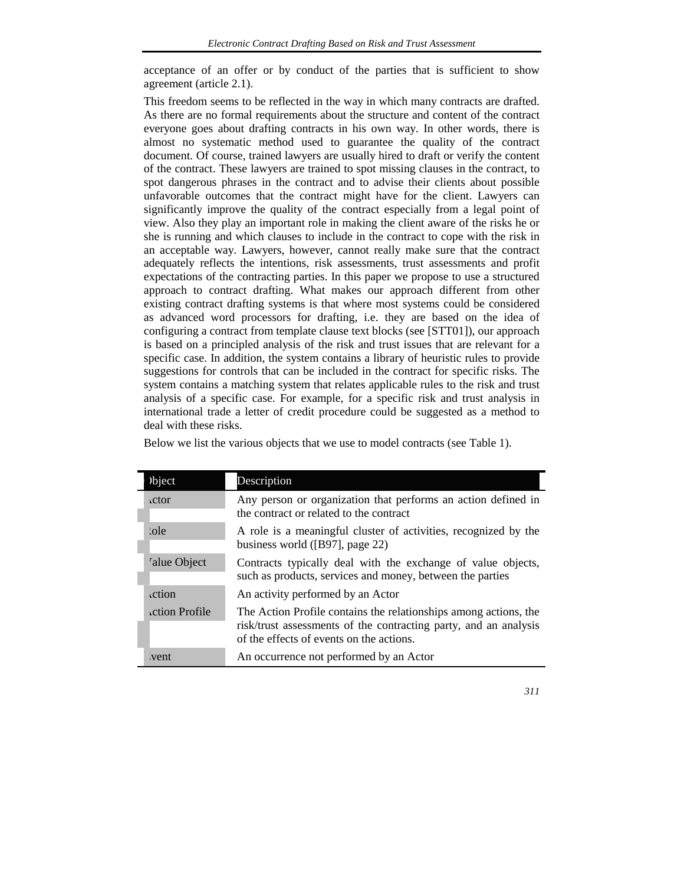acceptance of an offer or by conduct of the parties that is sufficient to show agreement (article 2.1).

This freedom seems to be reflected in the way in which many contracts are drafted. As there are no formal requirements about the structure and content of the contract everyone goes about drafting contracts in his own way. In other words, there is almost no systematic method used to guarantee the quality of the contract document. Of course, trained lawyers are usually hired to draft or verify the content of the contract. These lawyers are trained to spot missing clauses in the contract, to spot dangerous phrases in the contract and to advise their clients about possible unfavorable outcomes that the contract might have for the client. Lawyers can significantly improve the quality of the contract especially from a legal point of view. Also they play an important role in making the client aware of the risks he or she is running and which clauses to include in the contract to cope with the risk in an acceptable way. Lawyers, however, cannot really make sure that the contract adequately reflects the intentions, risk assessments, trust assessments and profit expectations of the contracting parties. In this paper we propose to use a structured approach to contract drafting. What makes our approach different from other existing contract drafting systems is that where most systems could be considered as advanced word processors for drafting, i.e. they are based on the idea of configuring a contract from template clause text blocks (see [STT01]), our approach is based on a principled analysis of the risk and trust issues that are relevant for a specific case. In addition, the system contains a library of heuristic rules to provide suggestions for controls that can be included in the contract for specific risks. The system contains a matching system that relates applicable rules to the risk and trust analysis of a specific case. For example, for a specific risk and trust analysis in international trade a letter of credit procedure could be suggested as a method to deal with these risks.

Below we list the various objects that we use to model contracts (see Table 1).

| Object | Description |
|---|---|
| Actor | Any person or organization that performs an action defined in the contract or related to the contract |
| Role | A role is a meaningful cluster of activities, recognized by the business world ([B97], page 22) |
| Value Object | Contracts typically deal with the exchange of value objects, such as products, services and money, between the parties |
| Action | An activity performed by an Actor |
| Action Profile | The Action Profile contains the relationships among actions, the risk/trust assessments of the contracting party, and an analysis of the effects of events on the actions. |
| Event | An occurrence not performed by an Actor |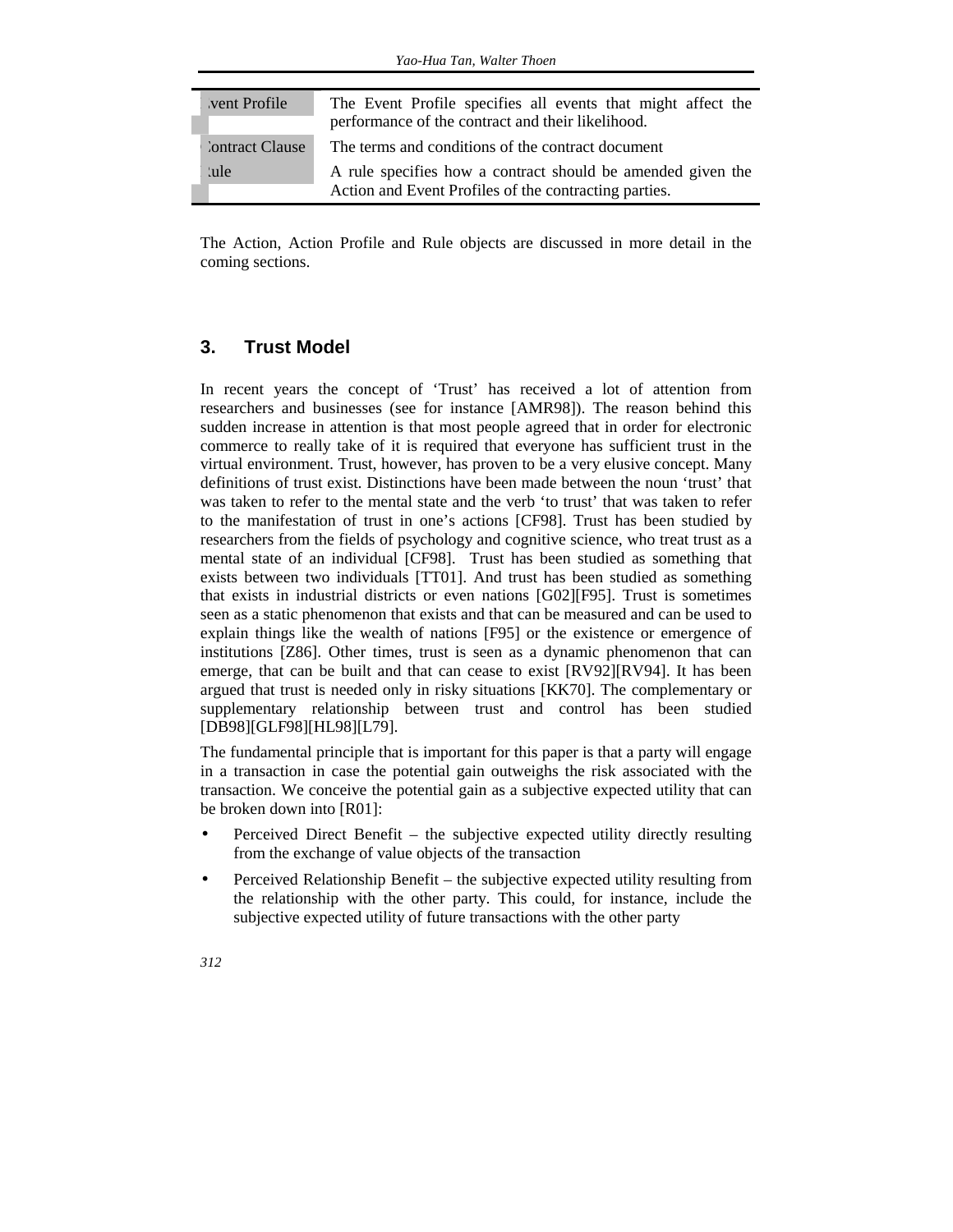| | |
|---|---|
| Event Profile | The Event Profile specifies all events that might affect the performance of the contract and their likelihood. |
| Contract Clause | The terms and conditions of the contract document |
| Rule | A rule specifies how a contract should be amended given the Action and Event Profiles of the contracting parties. |

The Action, Action Profile and Rule objects are discussed in more detail in the coming sections.

## 3. Trust Model

In recent years the concept of 'Trust' has received a lot of attention from researchers and businesses (see for instance [AMR98]). The reason behind this sudden increase in attention is that most people agreed that in order for electronic commerce to really take of it is required that everyone has sufficient trust in the virtual environment. Trust, however, has proven to be a very elusive concept. Many definitions of trust exist. Distinctions have been made between the noun 'trust' that was taken to refer to the mental state and the verb 'to trust' that was taken to refer to the manifestation of trust in one's actions [CF98]. Trust has been studied by researchers from the fields of psychology and cognitive science, who treat trust as a mental state of an individual [CF98]. Trust has been studied as something that exists between two individuals [TT01]. And trust has been studied as something that exists in industrial districts or even nations [G02][F95]. Trust is sometimes seen as a static phenomenon that exists and that can be measured and can be used to explain things like the wealth of nations [F95] or the existence or emergence of institutions [Z86]. Other times, trust is seen as a dynamic phenomenon that can emerge, that can be built and that can cease to exist [RV92][RV94]. It has been argued that trust is needed only in risky situations [KK70]. The complementary or supplementary relationship between trust and control has been studied [DB98][GLF98][HL98][L79].

The fundamental principle that is important for this paper is that a party will engage in a transaction in case the potential gain outweighs the risk associated with the transaction. We conceive the potential gain as a subjective expected utility that can be broken down into [R01]:

- Perceived Direct Benefit – the subjective expected utility directly resulting from the exchange of value objects of the transaction
- Perceived Relationship Benefit – the subjective expected utility resulting from the relationship with the other party. This could, for instance, include the subjective expected utility of future transactions with the other party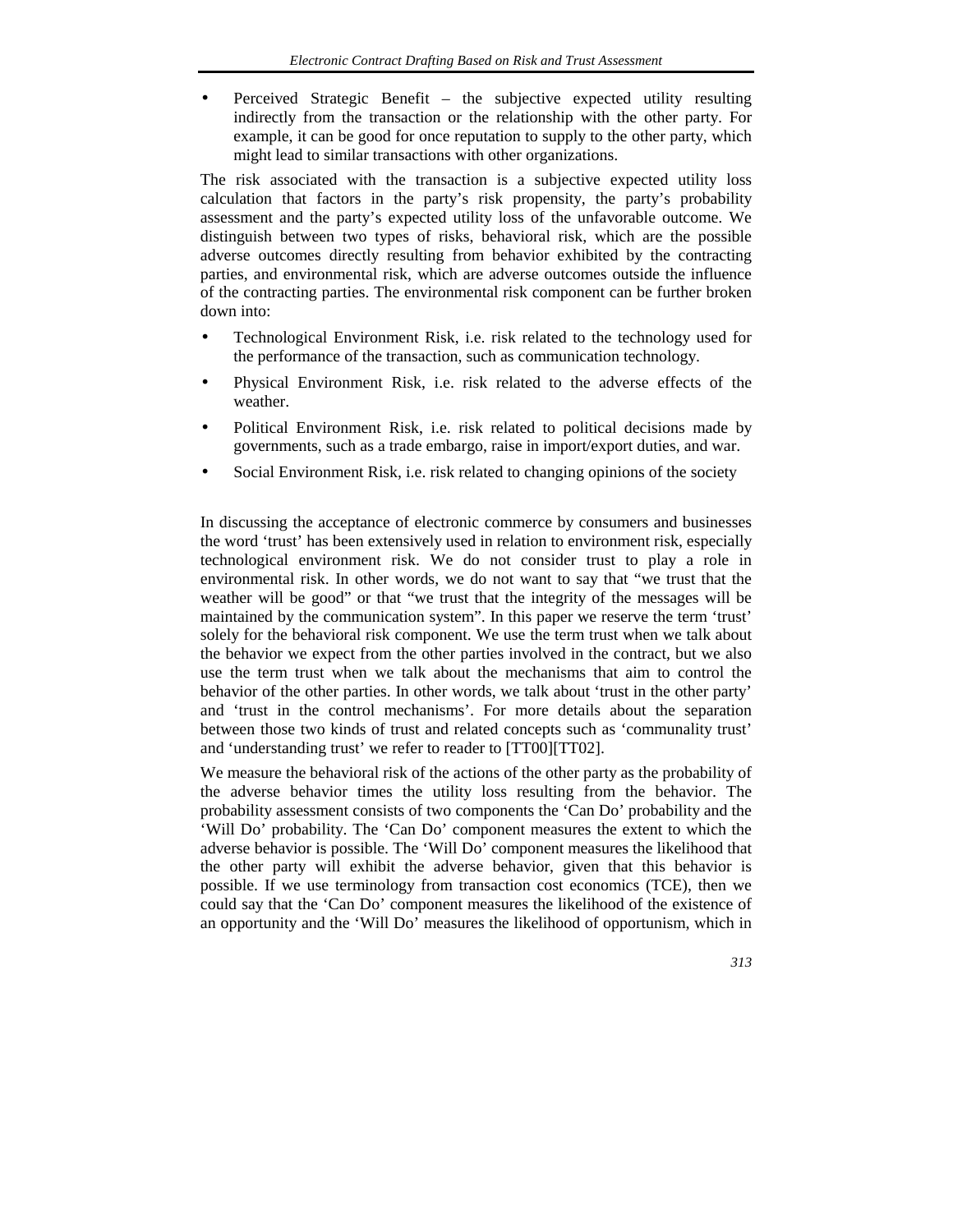- Perceived Strategic Benefit – the subjective expected utility resulting indirectly from the transaction or the relationship with the other party. For example, it can be good for once reputation to supply to the other party, which might lead to similar transactions with other organizations.

The risk associated with the transaction is a subjective expected utility loss calculation that factors in the party's risk propensity, the party's probability assessment and the party's expected utility loss of the unfavorable outcome. We distinguish between two types of risks, behavioral risk, which are the possible adverse outcomes directly resulting from behavior exhibited by the contracting parties, and environmental risk, which are adverse outcomes outside the influence of the contracting parties. The environmental risk component can be further broken down into:

- Technological Environment Risk, i.e. risk related to the technology used for the performance of the transaction, such as communication technology.
- Physical Environment Risk, i.e. risk related to the adverse effects of the weather.
- Political Environment Risk, i.e. risk related to political decisions made by governments, such as a trade embargo, raise in import/export duties, and war.
- Social Environment Risk, i.e. risk related to changing opinions of the society

In discussing the acceptance of electronic commerce by consumers and businesses the word 'trust' has been extensively used in relation to environment risk, especially technological environment risk. We do not consider trust to play a role in environmental risk. In other words, we do not want to say that "we trust that the weather will be good" or that "we trust that the integrity of the messages will be maintained by the communication system". In this paper we reserve the term 'trust' solely for the behavioral risk component. We use the term trust when we talk about the behavior we expect from the other parties involved in the contract, but we also use the term trust when we talk about the mechanisms that aim to control the behavior of the other parties. In other words, we talk about 'trust in the other party' and 'trust in the control mechanisms'. For more details about the separation between those two kinds of trust and related concepts such as 'communality trust' and 'understanding trust' we refer to reader to [TT00][TT02].

We measure the behavioral risk of the actions of the other party as the probability of the adverse behavior times the utility loss resulting from the behavior. The probability assessment consists of two components the 'Can Do' probability and the 'Will Do' probability. The 'Can Do' component measures the extent to which the adverse behavior is possible. The 'Will Do' component measures the likelihood that the other party will exhibit the adverse behavior, given that this behavior is possible. If we use terminology from transaction cost economics (TCE), then we could say that the 'Can Do' component measures the likelihood of the existence of an opportunity and the 'Will Do' measures the likelihood of opportunism, which in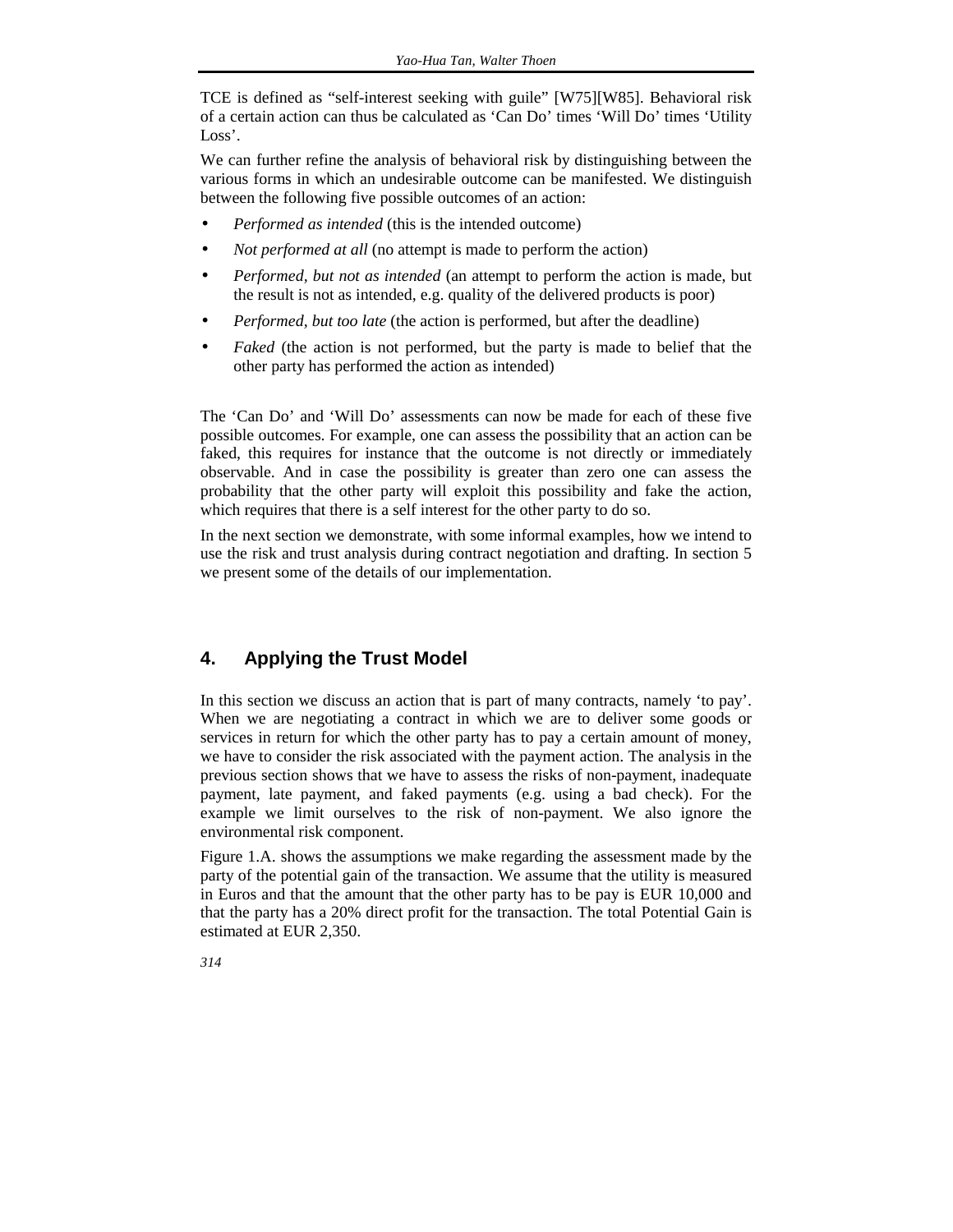TCE is defined as "self-interest seeking with guile" [W75][W85]. Behavioral risk of a certain action can thus be calculated as 'Can Do' times 'Will Do' times 'Utility Loss'.

We can further refine the analysis of behavioral risk by distinguishing between the various forms in which an undesirable outcome can be manifested. We distinguish between the following five possible outcomes of an action:

- *Performed as intended* (this is the intended outcome)
- *Not performed at all* (no attempt is made to perform the action)
- *Performed, but not as intended* (an attempt to perform the action is made, but the result is not as intended, e.g. quality of the delivered products is poor)
- *Performed, but too late* (the action is performed, but after the deadline)
- *Faked* (the action is not performed, but the party is made to belief that the other party has performed the action as intended)

The 'Can Do' and 'Will Do' assessments can now be made for each of these five possible outcomes. For example, one can assess the possibility that an action can be faked, this requires for instance that the outcome is not directly or immediately observable. And in case the possibility is greater than zero one can assess the probability that the other party will exploit this possibility and fake the action, which requires that there is a self interest for the other party to do so.

In the next section we demonstrate, with some informal examples, how we intend to use the risk and trust analysis during contract negotiation and drafting. In section 5 we present some of the details of our implementation.

## 4. Applying the Trust Model

In this section we discuss an action that is part of many contracts, namely 'to pay'. When we are negotiating a contract in which we are to deliver some goods or services in return for which the other party has to pay a certain amount of money, we have to consider the risk associated with the payment action. The analysis in the previous section shows that we have to assess the risks of non-payment, inadequate payment, late payment, and faked payments (e.g. using a bad check). For the example we limit ourselves to the risk of non-payment. We also ignore the environmental risk component.

Figure 1.A. shows the assumptions we make regarding the assessment made by the party of the potential gain of the transaction. We assume that the utility is measured in Euros and that the amount that the other party has to be pay is EUR 10,000 and that the party has a 20% direct profit for the transaction. The total Potential Gain is estimated at EUR 2,350.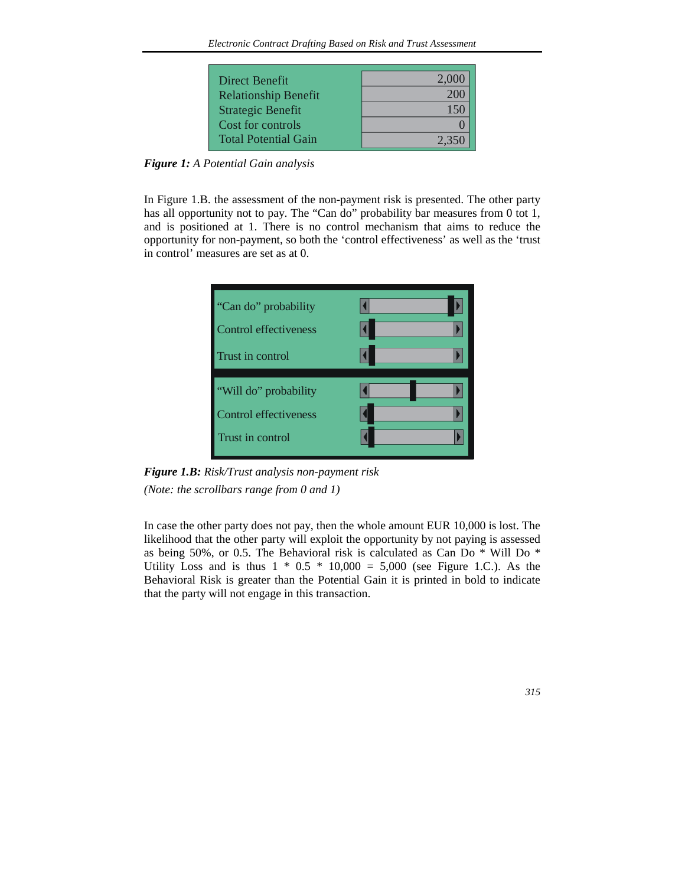| | |
|---|---|
| Direct Benefit | 2,000 |
| Relationship Benefit | 200 |
| Strategic Benefit | 150 |
| Cost for controls | 0 |
| Total Potential Gain | 2,350 |

***Figure 1:*** *A Potential Gain analysis*

In Figure 1.B. the assessment of the non-payment risk is presented. The other party has all opportunity not to pay. The "Can do" probability bar measures from 0 tot 1, and is positioned at 1. There is no control mechanism that aims to reduce the opportunity for non-payment, so both the 'control effectiveness' as well as the 'trust in control' measures are set as at 0.

"Can do" probability

Control effectiveness

Trust in control

"Will do" probability

Control effectiveness

Trust in control

***Figure 1.B:*** *Risk/Trust analysis non-payment risk*

*(Note: the scrollbars range from 0 and 1)*

In case the other party does not pay, then the whole amount EUR 10,000 is lost. The likelihood that the other party will exploit the opportunity by not paying is assessed as being 50%, or 0.5. The Behavioral risk is calculated as Can Do * Will Do * Utility Loss and is thus 1 * 0.5 * 10,000 = 5,000 (see Figure 1.C.). As the Behavioral Risk is greater than the Potential Gain it is printed in bold to indicate that the party will not engage in this transaction.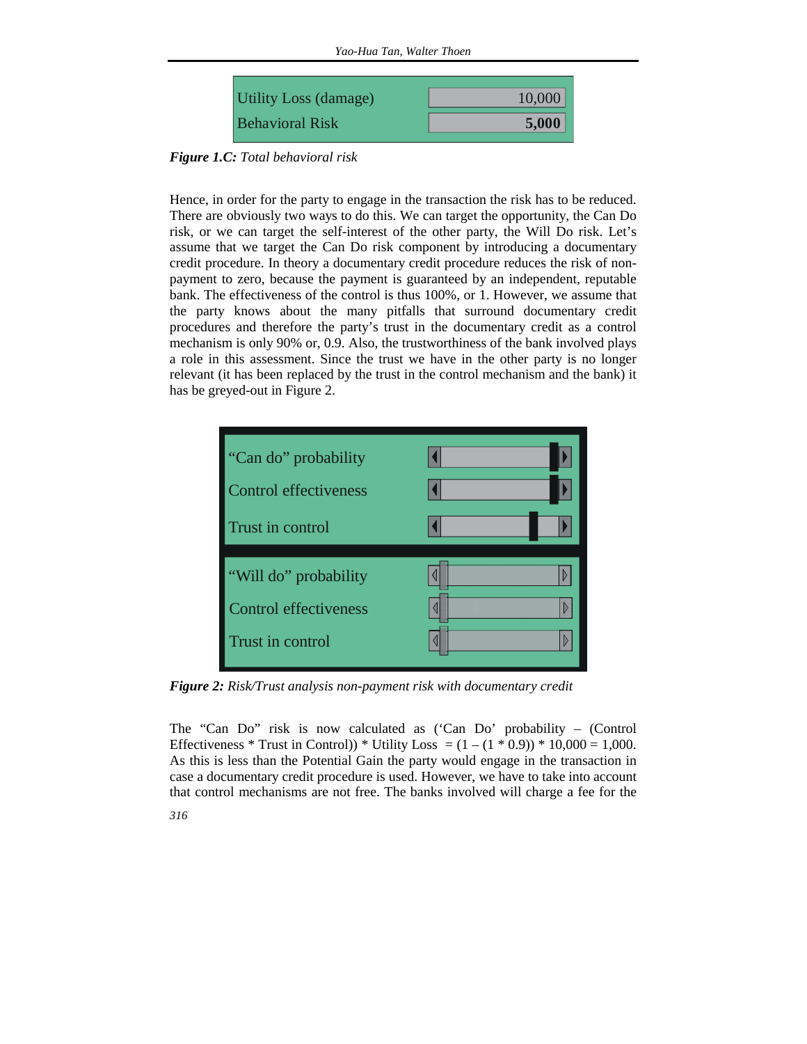| Utility Loss (damage) | 10,000 |
|---|---|
| Behavioral Risk | **5,000** |

***Figure 1.C:*** *Total behavioral risk*

Hence, in order for the party to engage in the transaction the risk has to be reduced. There are obviously two ways to do this. We can target the opportunity, the Can Do risk, or we can target the self-interest of the other party, the Will Do risk. Let's assume that we target the Can Do risk component by introducing a documentary credit procedure. In theory a documentary credit procedure reduces the risk of non-payment to zero, because the payment is guaranteed by an independent, reputable bank. The effectiveness of the control is thus 100%, or 1. However, we assume that the party knows about the many pitfalls that surround documentary credit procedures and therefore the party's trust in the documentary credit as a control mechanism is only 90% or, 0.9. Also, the trustworthiness of the bank involved plays a role in this assessment. Since the trust we have in the other party is no longer relevant (it has been replaced by the trust in the control mechanism and the bank) it has be greyed-out in Figure 2.

| | |
|---|---|
| "Can do" probability | |
| Control effectiveness | |
| Trust in control | |
| "Will do" probability | |
| Control effectiveness | |
| Trust in control | |

***Figure 2:*** *Risk/Trust analysis non-payment risk with documentary credit*

The "Can Do" risk is now calculated as ('Can Do' probability – (Control Effectiveness * Trust in Control)) * Utility Loss $= (1 - (1 * 0.9)) * 10{,}000 = 1{,}000$. As this is less than the Potential Gain the party would engage in the transaction in case a documentary credit procedure is used. However, we have to take into account that control mechanisms are not free. The banks involved will charge a fee for the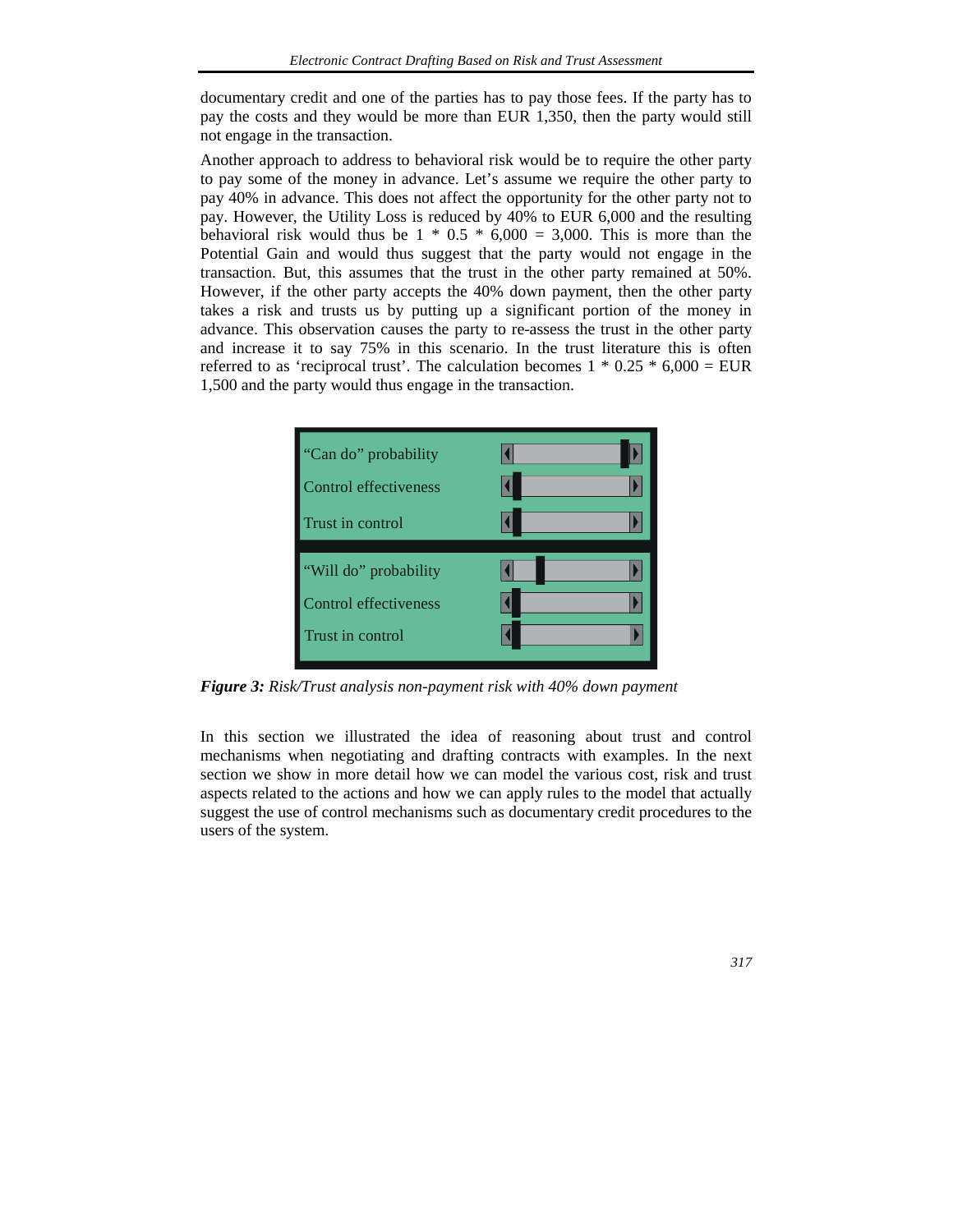documentary credit and one of the parties has to pay those fees. If the party has to pay the costs and they would be more than EUR 1,350, then the party would still not engage in the transaction.

Another approach to address to behavioral risk would be to require the other party to pay some of the money in advance. Let's assume we require the other party to pay 40% in advance. This does not affect the opportunity for the other party not to pay. However, the Utility Loss is reduced by 40% to EUR 6,000 and the resulting behavioral risk would thus be 1 * 0.5 * 6,000 = 3,000. This is more than the Potential Gain and would thus suggest that the party would not engage in the transaction. But, this assumes that the trust in the other party remained at 50%. However, if the other party accepts the 40% down payment, then the other party takes a risk and trusts us by putting up a significant portion of the money in advance. This observation causes the party to re-assess the trust in the other party and increase it to say 75% in this scenario. In the trust literature this is often referred to as 'reciprocal trust'. The calculation becomes 1 * 0.25 * 6,000 = EUR 1,500 and the party would thus engage in the transaction.

| | |
|---|---|
| "Can do" probability | |
| Control effectiveness | |
| Trust in control | |
| "Will do" probability | |
| Control effectiveness | |
| Trust in control | |

***Figure 3:*** *Risk/Trust analysis non-payment risk with 40% down payment*

In this section we illustrated the idea of reasoning about trust and control mechanisms when negotiating and drafting contracts with examples. In the next section we show in more detail how we can model the various cost, risk and trust aspects related to the actions and how we can apply rules to the model that actually suggest the use of control mechanisms such as documentary credit procedures to the users of the system.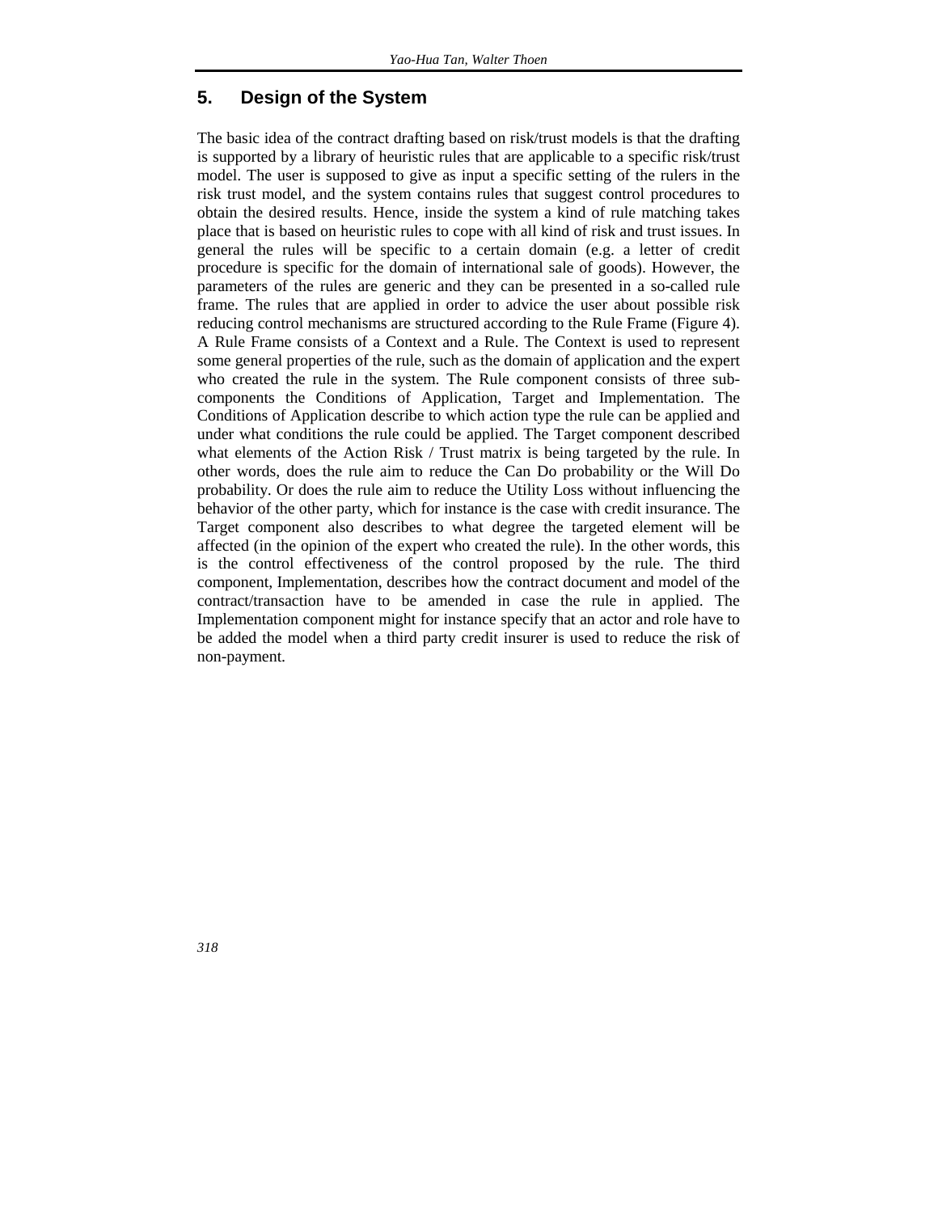## 5. Design of the System

The basic idea of the contract drafting based on risk/trust models is that the drafting is supported by a library of heuristic rules that are applicable to a specific risk/trust model. The user is supposed to give as input a specific setting of the rulers in the risk trust model, and the system contains rules that suggest control procedures to obtain the desired results. Hence, inside the system a kind of rule matching takes place that is based on heuristic rules to cope with all kind of risk and trust issues. In general the rules will be specific to a certain domain (e.g. a letter of credit procedure is specific for the domain of international sale of goods). However, the parameters of the rules are generic and they can be presented in a so-called rule frame. The rules that are applied in order to advice the user about possible risk reducing control mechanisms are structured according to the Rule Frame (Figure 4). A Rule Frame consists of a Context and a Rule. The Context is used to represent some general properties of the rule, such as the domain of application and the expert who created the rule in the system. The Rule component consists of three sub-components the Conditions of Application, Target and Implementation. The Conditions of Application describe to which action type the rule can be applied and under what conditions the rule could be applied. The Target component described what elements of the Action Risk / Trust matrix is being targeted by the rule. In other words, does the rule aim to reduce the Can Do probability or the Will Do probability. Or does the rule aim to reduce the Utility Loss without influencing the behavior of the other party, which for instance is the case with credit insurance. The Target component also describes to what degree the targeted element will be affected (in the opinion of the expert who created the rule). In the other words, this is the control effectiveness of the control proposed by the rule. The third component, Implementation, describes how the contract document and model of the contract/transaction have to be amended in case the rule in applied. The Implementation component might for instance specify that an actor and role have to be added the model when a third party credit insurer is used to reduce the risk of non-payment.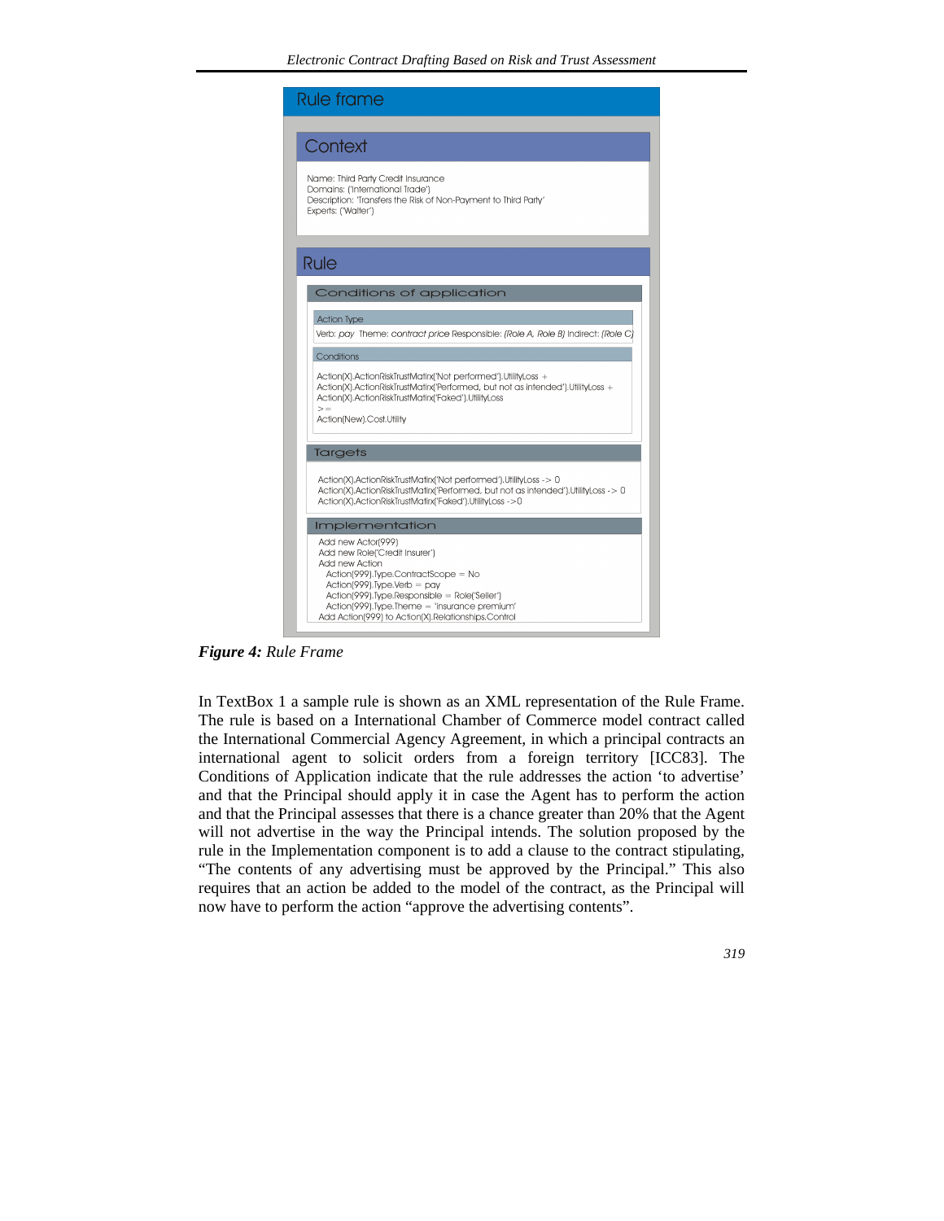## Rule frame

### Context

Name: Third Party Credit Insurance
Domains: ('International Trade')
Description: 'Transfers the Risk of Non-Payment to Third Party'
Experts: ('Walter')

### Rule

#### Conditions of application

**Action Type**

Verb: *pay* Theme: *contract price* Responsible: *(Role A, Role B)* Indirect: *(Role C)*

**Conditions**

```
Action(X).ActionRiskTrustMatrix('Not performed').UtilityLoss +
Action(X).ActionRiskTrustMatrix('Performed, but not as intended').UtilityLoss +
Action(X).ActionRiskTrustMatrix('Faked').UtilityLoss
>=
Action(New).Cost.Utility
```

#### Targets

```
Action(X).ActionRiskTrustMatrix('Not performed').UtilityLoss -> 0
Action(X).ActionRiskTrustMatrix('Performed, but not as intended').UtilityLoss -> 0
Action(X).ActionRiskTrustMatrix('Faked').UtilityLoss ->0
```

#### Implementation

```
Add new Actor(999)
Add new Role('Credit Insurer')
Add new Action
  Action(999).Type.ContractScope = No
  Action(999).Type.Verb = pay
  Action(999).Type.Responsible = Role('Seller')
  Action(999).Type.Theme = 'insurance premium'
Add Action(999) to Action(X).Relationships.Control
```

***Figure 4:*** *Rule Frame*

In TextBox 1 a sample rule is shown as an XML representation of the Rule Frame. The rule is based on a International Chamber of Commerce model contract called the International Commercial Agency Agreement, in which a principal contracts an international agent to solicit orders from a foreign territory [ICC83]. The Conditions of Application indicate that the rule addresses the action 'to advertise' and that the Principal should apply it in case the Agent has to perform the action and that the Principal assesses that there is a chance greater than 20% that the Agent will not advertise in the way the Principal intends. The solution proposed by the rule in the Implementation component is to add a clause to the contract stipulating, "The contents of any advertising must be approved by the Principal." This also requires that an action be added to the model of the contract, as the Principal will now have to perform the action "approve the advertising contents".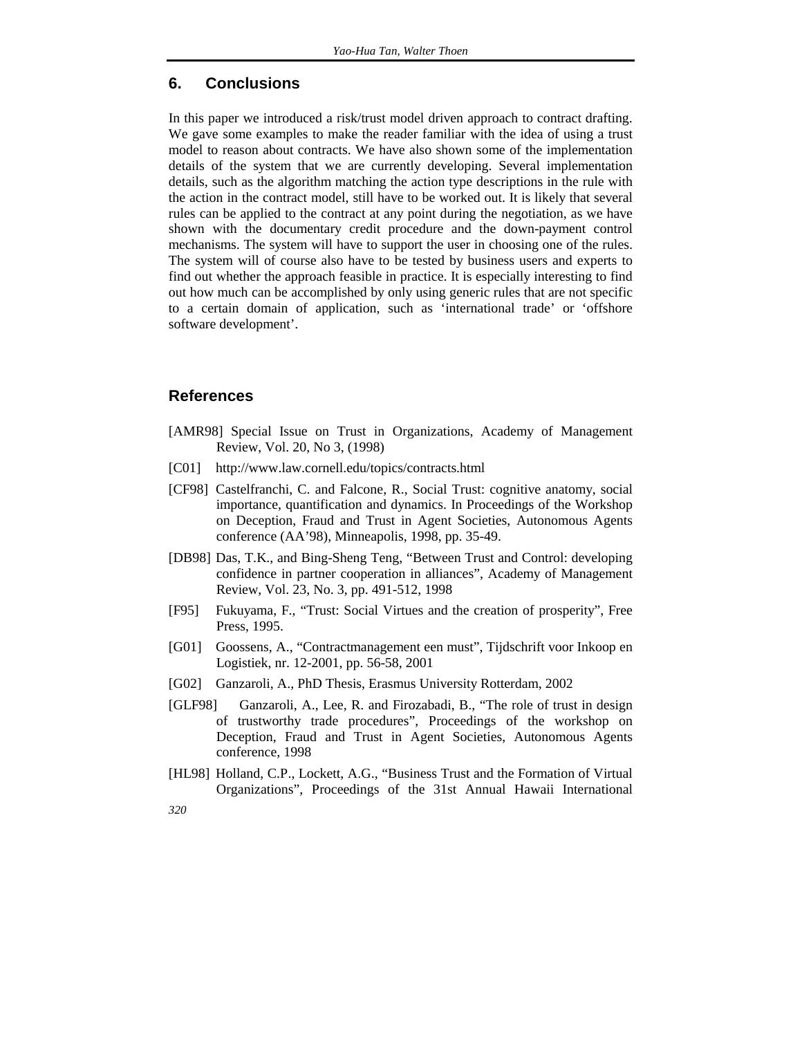## 6. Conclusions

In this paper we introduced a risk/trust model driven approach to contract drafting. We gave some examples to make the reader familiar with the idea of using a trust model to reason about contracts. We have also shown some of the implementation details of the system that we are currently developing. Several implementation details, such as the algorithm matching the action type descriptions in the rule with the action in the contract model, still have to be worked out. It is likely that several rules can be applied to the contract at any point during the negotiation, as we have shown with the documentary credit procedure and the down-payment control mechanisms. The system will have to support the user in choosing one of the rules. The system will of course also have to be tested by business users and experts to find out whether the approach feasible in practice. It is especially interesting to find out how much can be accomplished by only using generic rules that are not specific to a certain domain of application, such as 'international trade' or 'offshore software development'.

## References

[AMR98] Special Issue on Trust in Organizations, Academy of Management Review, Vol. 20, No 3, (1998)

[C01] http://www.law.cornell.edu/topics/contracts.html

[CF98] Castelfranchi, C. and Falcone, R., Social Trust: cognitive anatomy, social importance, quantification and dynamics. In Proceedings of the Workshop on Deception, Fraud and Trust in Agent Societies, Autonomous Agents conference (AA'98), Minneapolis, 1998, pp. 35-49.

[DB98] Das, T.K., and Bing-Sheng Teng, "Between Trust and Control: developing confidence in partner cooperation in alliances", Academy of Management Review, Vol. 23, No. 3, pp. 491-512, 1998

[F95] Fukuyama, F., "Trust: Social Virtues and the creation of prosperity", Free Press, 1995.

[G01] Goossens, A., "Contractmanagement een must", Tijdschrift voor Inkoop en Logistiek, nr. 12-2001, pp. 56-58, 2001

[G02] Ganzaroli, A., PhD Thesis, Erasmus University Rotterdam, 2002

[GLF98] Ganzaroli, A., Lee, R. and Firozabadi, B., "The role of trust in design of trustworthy trade procedures", Proceedings of the workshop on Deception, Fraud and Trust in Agent Societies, Autonomous Agents conference, 1998

[HL98] Holland, C.P., Lockett, A.G., "Business Trust and the Formation of Virtual Organizations", Proceedings of the 31st Annual Hawaii International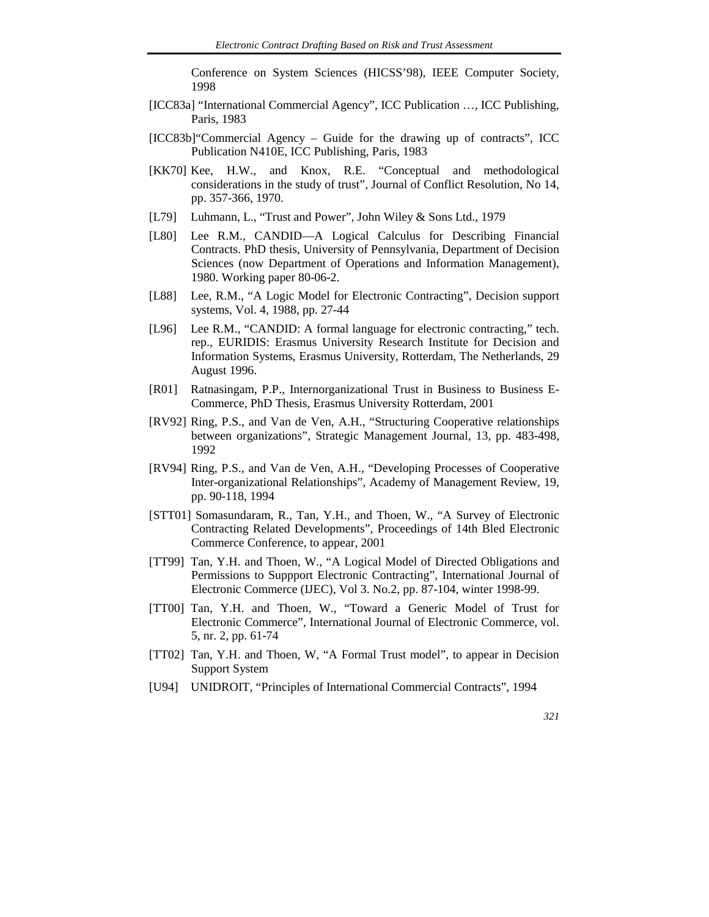Conference on System Sciences (HICSS'98), IEEE Computer Society, 1998

[ICC83a] "International Commercial Agency", ICC Publication …, ICC Publishing, Paris, 1983

[ICC83b]"Commercial Agency – Guide for the drawing up of contracts", ICC Publication N410E, ICC Publishing, Paris, 1983

[KK70] Kee, H.W., and Knox, R.E. "Conceptual and methodological considerations in the study of trust", Journal of Conflict Resolution, No 14, pp. 357-366, 1970.

[L79] Luhmann, L., "Trust and Power", John Wiley & Sons Ltd., 1979

[L80] Lee R.M., CANDID—A Logical Calculus for Describing Financial Contracts. PhD thesis, University of Pennsylvania, Department of Decision Sciences (now Department of Operations and Information Management), 1980. Working paper 80-06-2.

[L88] Lee, R.M., "A Logic Model for Electronic Contracting", Decision support systems, Vol. 4, 1988, pp. 27-44

[L96] Lee R.M., "CANDID: A formal language for electronic contracting," tech. rep., EURIDIS: Erasmus University Research Institute for Decision and Information Systems, Erasmus University, Rotterdam, The Netherlands, 29 August 1996.

[R01] Ratnasingam, P.P., Internorganizational Trust in Business to Business E-Commerce, PhD Thesis, Erasmus University Rotterdam, 2001

[RV92] Ring, P.S., and Van de Ven, A.H., "Structuring Cooperative relationships between organizations", Strategic Management Journal, 13, pp. 483-498, 1992

[RV94] Ring, P.S., and Van de Ven, A.H., "Developing Processes of Cooperative Inter-organizational Relationships", Academy of Management Review, 19, pp. 90-118, 1994

[STT01] Somasundaram, R., Tan, Y.H., and Thoen, W., "A Survey of Electronic Contracting Related Developments", Proceedings of 14th Bled Electronic Commerce Conference, to appear, 2001

[TT99] Tan, Y.H. and Thoen, W., "A Logical Model of Directed Obligations and Permissions to Suppport Electronic Contracting", International Journal of Electronic Commerce (IJEC), Vol 3. No.2, pp. 87-104, winter 1998-99.

[TT00] Tan, Y.H. and Thoen, W., "Toward a Generic Model of Trust for Electronic Commerce", International Journal of Electronic Commerce, vol. 5, nr. 2, pp. 61-74

[TT02] Tan, Y.H. and Thoen, W, "A Formal Trust model", to appear in Decision Support System

[U94] UNIDROIT, "Principles of International Commercial Contracts", 1994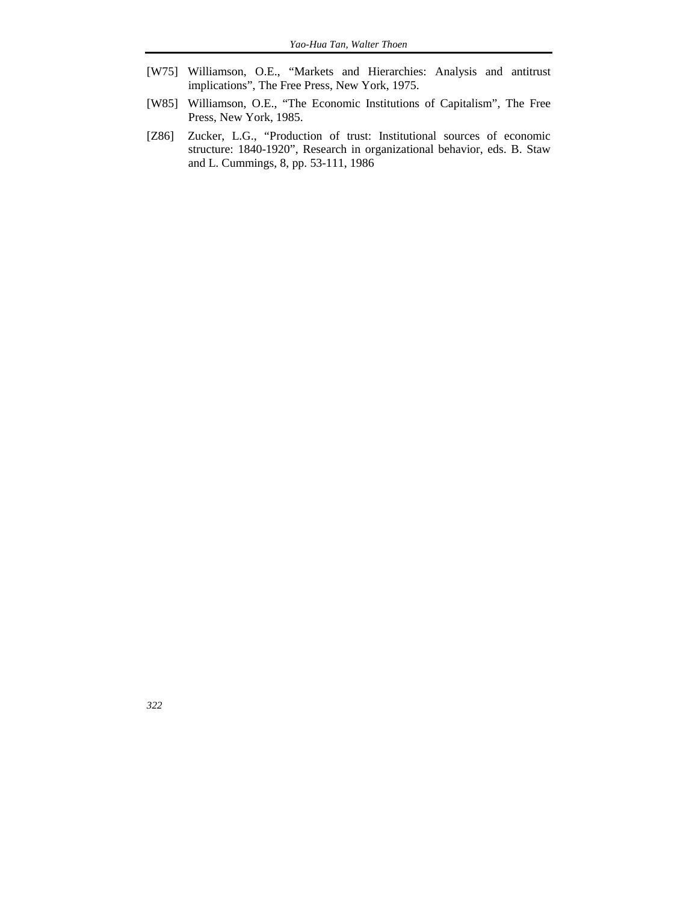[W75] Williamson, O.E., "Markets and Hierarchies: Analysis and antitrust implications", The Free Press, New York, 1975.

[W85] Williamson, O.E., "The Economic Institutions of Capitalism", The Free Press, New York, 1985.

[Z86] Zucker, L.G., "Production of trust: Institutional sources of economic structure: 1840-1920", Research in organizational behavior, eds. B. Staw and L. Cummings, 8, pp. 53-111, 1986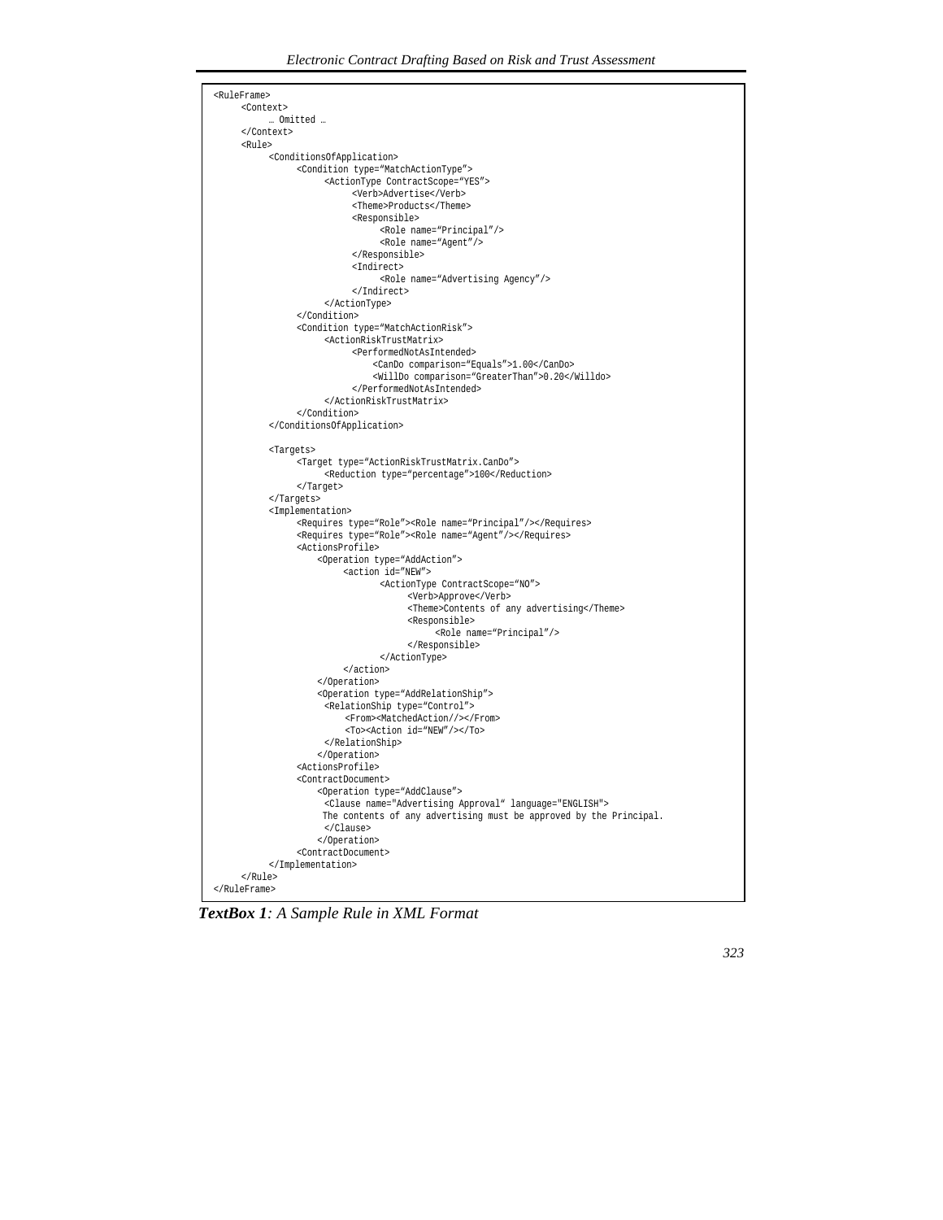```
<RuleFrame>
     <Context>
          … Omitted …
     </Context>
     <Rule>
          <ConditionsOfApplication>
               <Condition type="MatchActionType">
                    <ActionType ContractScope="YES">
                         <Verb>Advertise</Verb>
                         <Theme>Products</Theme>
                         <Responsible>
                              <Role name="Principal"/>
                              <Role name="Agent"/>
                         </Responsible>
                         <Indirect>
                              <Role name="Advertising Agency"/>
                         </Indirect>
                    </ActionType>
               </Condition>
               <Condition type="MatchActionRisk">
                    <ActionRiskTrustMatrix>
                         <PerformedNotAsIntended>
                             <CanDo comparison="Equals">1.00</CanDo>
                             <WillDo comparison="GreaterThan">0.20</Willdo>
                         </PerformedNotAsIntended>
                    </ActionRiskTrustMatrix>
               </Condition>
          </ConditionsOfApplication>

          <Targets>
               <Target type="ActionRiskTrustMatrix.CanDo">
                    <Reduction type="percentage">100</Reduction>
               </Target>
          </Targets>
          <Implementation>
               <Requires type="Role"><Role name="Principal"/></Requires>
               <Requires type="Role"><Role name="Agent"/></Requires>
               <ActionsProfile>
                   <Operation type="AddAction">
                        <action id="NEW">
                              <ActionType ContractScope="NO">
                                   <Verb>Approve</Verb>
                                   <Theme>Contents of any advertising</Theme>
                                   <Responsible>
                                        <Role name="Principal"/>
                                   </Responsible>
                              </ActionType>
                        </action>
                   </Operation>
                   <Operation type="AddRelationShip">
                    <RelationShip type="Control">
                         <From><MatchedAction//></From>
                         <To><Action id="NEW"/></To>
                    </RelationShip>
                   </Operation>
               <ActionsProfile>
               <ContractDocument>
                   <Operation type="AddClause">
                    <Clause name="Advertising Approval" language="ENGLISH">
                    The contents of any advertising must be approved by the Principal.
                    </Clause>
                   </Operation>
               <ContractDocument>
          </Implementation>
     </Rule>
</RuleFrame>
```

***TextBox 1**: A Sample Rule in XML Format*